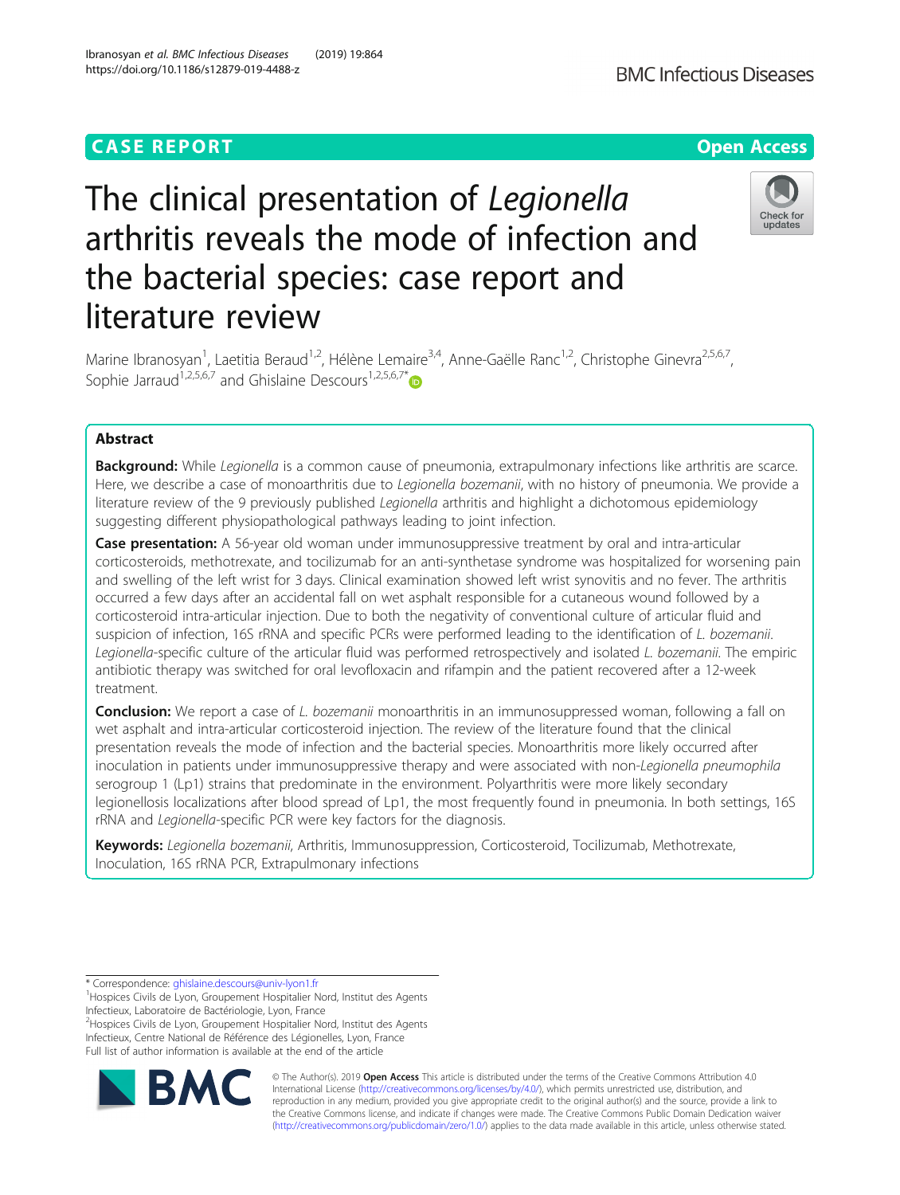CASE REPORT

Open Access

# The clinical presentation of *Legionella* arthritis reveals the mode of infection and the bacterial species: case report and literature review

Marine Ibranosyan[1], Laetitia Beraud[1,2], Hélène Lemaire[3,4], Anne-Gaëlle Ranc[1,2], Christophe Ginevra[2,5,6,7], Sophie Jarraud[1,2,5,6,7] and Ghislaine Descours[1,2,5,6,7*]

## Abstract

**Background:** While *Legionella* is a common cause of pneumonia, extrapulmonary infections like arthritis are scarce. Here, we describe a case of monoarthritis due to *Legionella bozemanii*, with no history of pneumonia. We provide a literature review of the 9 previously published *Legionella* arthritis and highlight a dichotomous epidemiology suggesting different physiopathological pathways leading to joint infection.

**Case presentation:** A 56-year old woman under immunosuppressive treatment by oral and intra-articular corticosteroids, methotrexate, and tocilizumab for an anti-synthetase syndrome was hospitalized for worsening pain and swelling of the left wrist for 3 days. Clinical examination showed left wrist synovitis and no fever. The arthritis occurred a few days after an accidental fall on wet asphalt responsible for a cutaneous wound followed by a corticosteroid intra-articular injection. Due to both the negativity of conventional culture of articular fluid and suspicion of infection, 16S rRNA and specific PCRs were performed leading to the identification of *L. bozemanii*. *Legionella*-specific culture of the articular fluid was performed retrospectively and isolated *L. bozemanii*. The empiric antibiotic therapy was switched for oral levofloxacin and rifampin and the patient recovered after a 12-week treatment.

**Conclusion:** We report a case of *L. bozemanii* monoarthritis in an immunosuppressed woman, following a fall on wet asphalt and intra-articular corticosteroid injection. The review of the literature found that the clinical presentation reveals the mode of infection and the bacterial species. Monoarthritis more likely occurred after inoculation in patients under immunosuppressive therapy and were associated with non-*Legionella pneumophila* serogroup 1 (Lp1) strains that predominate in the environment. Polyarthritis were more likely secondary legionellosis localizations after blood spread of Lp1, the most frequently found in pneumonia. In both settings, 16S rRNA and *Legionella*-specific PCR were key factors for the diagnosis.

**Keywords:** *Legionella bozemanii*, Arthritis, Immunosuppression, Corticosteroid, Tocilizumab, Methotrexate, Inoculation, 16S rRNA PCR, Extrapulmonary infections

---

\* Correspondence: ghislaine.descours@univ-lyon1.fr

[1]Hospices Civils de Lyon, Groupement Hospitalier Nord, Institut des Agents Infectieux, Laboratoire de Bactériologie, Lyon, France

[2]Hospices Civils de Lyon, Groupement Hospitalier Nord, Institut des Agents Infectieux, Centre National de Référence des Légionelles, Lyon, France

Full list of author information is available at the end of the article

© The Author(s). 2019 **Open Access** This article is distributed under the terms of the Creative Commons Attribution 4.0 International License (http://creativecommons.org/licenses/by/4.0/), which permits unrestricted use, distribution, and reproduction in any medium, provided you give appropriate credit to the original author(s) and the source, provide a link to the Creative Commons license, and indicate if changes were made. The Creative Commons Public Domain Dedication waiver (http://creativecommons.org/publicdomain/zero/1.0/) applies to the data made available in this article, unless otherwise stated.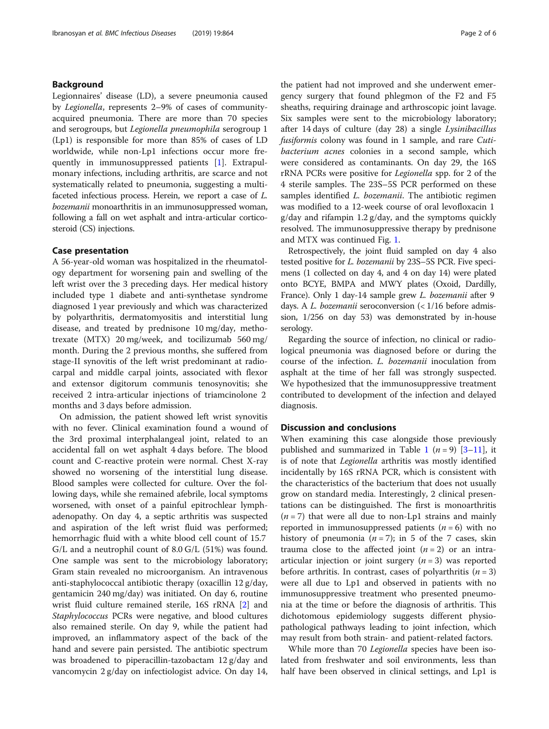## Background

Legionnaires' disease (LD), a severe pneumonia caused by *Legionella*, represents 2–9% of cases of community-acquired pneumonia. There are more than 70 species and serogroups, but *Legionella pneumophila* serogroup 1 (Lp1) is responsible for more than 85% of cases of LD worldwide, while non-Lp1 infections occur more frequently in immunosuppressed patients [1]. Extrapulmonary infections, including arthritis, are scarce and not systematically related to pneumonia, suggesting a multifaceted infectious process. Herein, we report a case of *L. bozemanii* monoarthritis in an immunosuppressed woman, following a fall on wet asphalt and intra-articular corticosteroid (CS) injections.

## Case presentation

A 56-year-old woman was hospitalized in the rheumatology department for worsening pain and swelling of the left wrist over the 3 preceding days. Her medical history included type 1 diabete and anti-synthetase syndrome diagnosed 1 year previously and which was characterized by polyarthritis, dermatomyositis and interstitial lung disease, and treated by prednisone 10 mg/day, methotrexate (MTX) 20 mg/week, and tocilizumab 560 mg/month. During the 2 previous months, she suffered from stage-II synovitis of the left wrist predominant at radiocarpal and middle carpal joints, associated with flexor and extensor digitorum communis tenosynovitis; she received 2 intra-articular injections of triamcinolone 2 months and 3 days before admission.

On admission, the patient showed left wrist synovitis with no fever. Clinical examination found a wound of the 3rd proximal interphalangeal joint, related to an accidental fall on wet asphalt 4 days before. The blood count and C-reactive protein were normal. Chest X-ray showed no worsening of the interstitial lung disease. Blood samples were collected for culture. Over the following days, while she remained afebrile, local symptoms worsened, with onset of a painful epitrochlear lymphadenopathy. On day 4, a septic arthritis was suspected and aspiration of the left wrist fluid was performed; hemorrhagic fluid with a white blood cell count of 15.7 G/L and a neutrophil count of 8.0 G/L (51%) was found. One sample was sent to the microbiology laboratory; Gram stain revealed no microorganism. An intravenous anti-staphylococcal antibiotic therapy (oxacillin 12 g/day, gentamicin 240 mg/day) was initiated. On day 6, routine wrist fluid culture remained sterile, 16S rRNA [2] and *Staphylococcus* PCRs were negative, and blood cultures also remained sterile. On day 9, while the patient had improved, an inflammatory aspect of the back of the hand and severe pain persisted. The antibiotic spectrum was broadened to piperacillin-tazobactam 12 g/day and vancomycin 2 g/day on infectiologist advice. On day 14, the patient had not improved and she underwent emergency surgery that found phlegmon of the F2 and F5 sheaths, requiring drainage and arthroscopic joint lavage. Six samples were sent to the microbiology laboratory; after 14 days of culture (day 28) a single *Lysinibacillus fusiformis* colony was found in 1 sample, and rare *Cutibacterium acnes* colonies in a second sample, which were considered as contaminants. On day 29, the 16S rRNA PCRs were positive for *Legionella* spp. for 2 of the 4 sterile samples. The 23S–5S PCR performed on these samples identified *L. bozemanii*. The antibiotic regimen was modified to a 12-week course of oral levofloxacin 1 g/day and rifampin 1.2 g/day, and the symptoms quickly resolved. The immunosuppressive therapy by prednisone and MTX was continued Fig. 1.

Retrospectively, the joint fluid sampled on day 4 also tested positive for *L. bozemanii* by 23S–5S PCR. Five specimens (1 collected on day 4, and 4 on day 14) were plated onto BCYE, BMPA and MWY plates (Oxoid, Dardilly, France). Only 1 day-14 sample grew *L. bozemanii* after 9 days. A *L. bozemanii* seroconversion (< 1/16 before admission, 1/256 on day 53) was demonstrated by in-house serology.

Regarding the source of infection, no clinical or radiological pneumonia was diagnosed before or during the course of the infection. *L. bozemanii* inoculation from asphalt at the time of her fall was strongly suspected. We hypothesized that the immunosuppressive treatment contributed to development of the infection and delayed diagnosis.

## Discussion and conclusions

When examining this case alongside those previously published and summarized in Table 1 ($n = 9$) [3–11], it is of note that *Legionella* arthritis was mostly identified incidentally by 16S rRNA PCR, which is consistent with the characteristics of the bacterium that does not usually grow on standard media. Interestingly, 2 clinical presentations can be distinguished. The first is monoarthritis ($n = 7$) that were all due to non-Lp1 strains and mainly reported in immunosuppressed patients ($n = 6$) with no history of pneumonia ($n = 7$); in 5 of the 7 cases, skin trauma close to the affected joint ($n = 2$) or an intra-articular injection or joint surgery ($n = 3$) was reported before arthritis. In contrast, cases of polyarthritis ($n = 3$) were all due to Lp1 and observed in patients with no immunosuppressive treatment who presented pneumonia at the time or before the diagnosis of arthritis. This dichotomous epidemiology suggests different physiopathological pathways leading to joint infection, which may result from both strain- and patient-related factors.

While more than 70 *Legionella* species have been isolated from freshwater and soil environments, less than half have been observed in clinical settings, and Lp1 is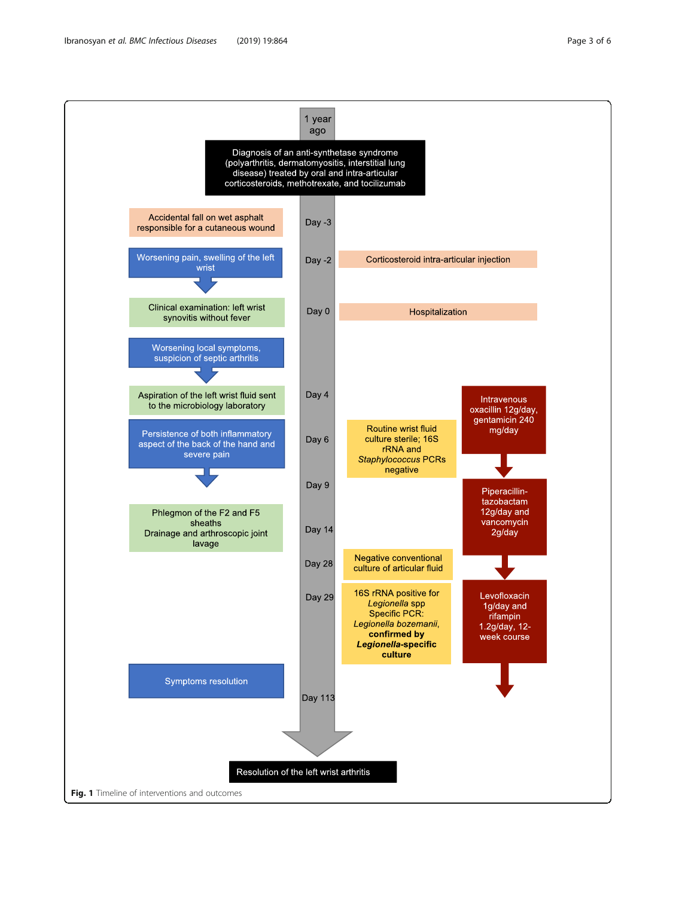1 year ago

Diagnosis of an anti-synthetase syndrome (polyarthritis, dermatomyositis, interstitial lung disease) treated by oral and intra-articular corticosteroids, methotrexate, and tocilizumab

Day -3 — Accidental fall on wet asphalt responsible for a cutaneous wound

Day -2 — Worsening pain, swelling of the left wrist — Corticosteroid intra-articular injection

Day 0 — Clinical examination: left wrist synovitis without fever — Hospitalization

Worsening local symptoms, suspicion of septic arthritis

Day 4 — Aspiration of the left wrist fluid sent to the microbiology laboratory — Intravenous oxacillin 12g/day, gentamicin 240 mg/day

Day 6 — Persistence of both inflammatory aspect of the back of the hand and severe pain — Routine wrist fluid culture sterile; 16S rRNA and *Staphylococcus* PCRs negative

Day 9 — Piperacillin-tazobactam 12g/day and vancomycin 2g/day

Day 14 — Phlegmon of the F2 and F5 sheaths. Drainage and arthroscopic joint lavage

Day 28 — Negative conventional culture of articular fluid

Day 29 — 16S rRNA positive for *Legionella* spp. Specific PCR: *Legionella bozemanii*, **confirmed by *Legionella*-specific culture** — Levofloxacin 1g/day and rifampin 1.2g/day, 12-week course

Day 113 — Symptoms resolution

Resolution of the left wrist arthritis

**Fig. 1** Timeline of interventions and outcomes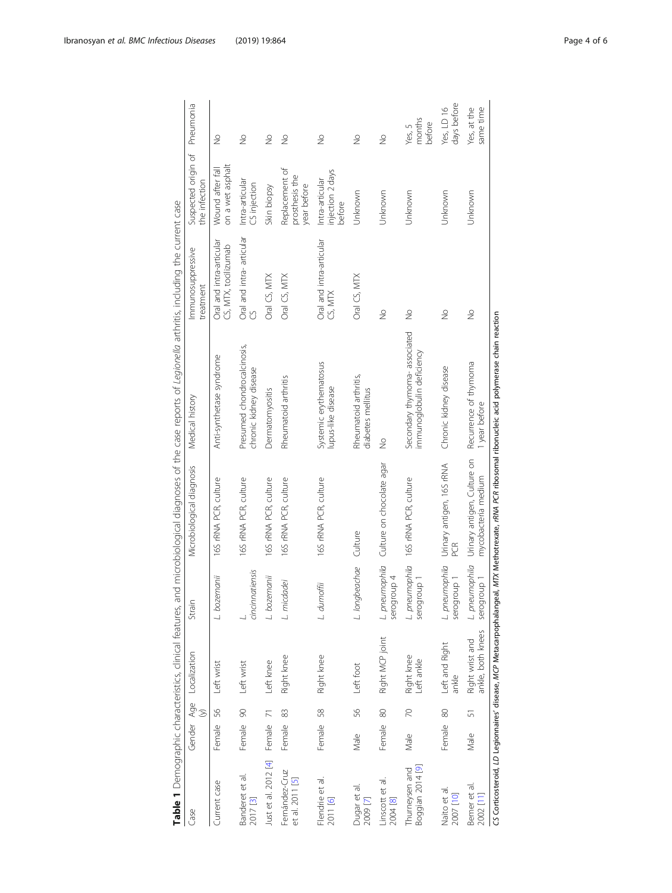**Table 1** Demographic characteristics, clinical features, and microbiological diagnoses of the case reports of *Legionella* arthritis, including the current case

| Case | Gender | Age (y) | Localization | Strain | Microbiological diagnosis | Medical history | Immunosuppressive treatment | Suspected origin of the infection | Pneumonia |
|---|---|---|---|---|---|---|---|---|---|
| Current case | Female | 56 | Left wrist | *L. bozemanii* | 16S rRNA PCR, culture | Anti-synthetase syndrome | Oral and intra-articular CS, MTX, tocilizumab | Wound after fall on a wet asphalt | No |
| Banderet et al. 2017 [3] | Female | 90 | Left wrist | *L. cincinnatiensis* | 16S rRNA PCR, culture | Presumed chondrocalcinosis, chronic kidney disease | Oral and intra- articular CS | Intra-articular CS injection | No |
| Just et al. 2012 [4] | Female | 71 | Left knee | *L. bozemanii* | 16S rRNA PCR, culture | Dermatomyositis | Oral CS, MTX | Skin biopsy | No |
| Fernández-Cruz et al. 2011 [5] | Female | 83 | Right knee | *L. micdadei* | 16S rRNA PCR, culture | Rheumatoid arthritis | Oral CS, MTX | Replacement of prosthesis the year before | No |
| Flendrie et al. 2011 [6] | Female | 58 | Right knee | *L. dumoffii* | 16S rRNA PCR, culture | Systemic erythematosus lupus-like disease | Oral and intra-articular CS, MTX | Intra-articular injection 2 days before | No |
| Dugar et al. 2009 [7] | Male | 56 | Left foot | *L. longbeachae* | Culture | Rheumatoid arthritis, diabetes mellitus | Oral CS, MTX | Unknown | No |
| Linscott et al. 2004 [8] | Female | 80 | Right MCP joint | *L. pneumophila* serogroup 4 | Culture on chocolate agar | No | No | Unknown | No |
| Thurneysen and Boggian 2014 [9] | Male | 70 | Right knee Left ankle | *L. pneumophila* serogroup 1 | 16S rRNA PCR, culture | Secondary thymoma- associated immunoglobulin deficiency | No | Unknown | Yes, 5 months before |
| Naito et al. 2007 [10] | Female | 80 | Left and Right ankle | *L. pneumophila* serogroup 1 | Urinary antigen, 16S rRNA PCR | Chronic kidney disease | No | Unknown | Yes, LD 16 days before |
| Bemer et al. 2002 [11] | Male | 51 | Right wrist and ankle, both knees | *L. pneumophila* serogroup 1 | Urinary antigen, Culture on mycobacteria medium | Recurrence of thymoma 1 year before | No | Unknown | Yes, at the same time |

*CS* Corticosteroid, *LD* Legionnaires' disease, *MCP* Metacarpophalangeal, *MTX* Methotrexate, *rRNA PCR* ribosomal ribonucleic acid polymerase chain reaction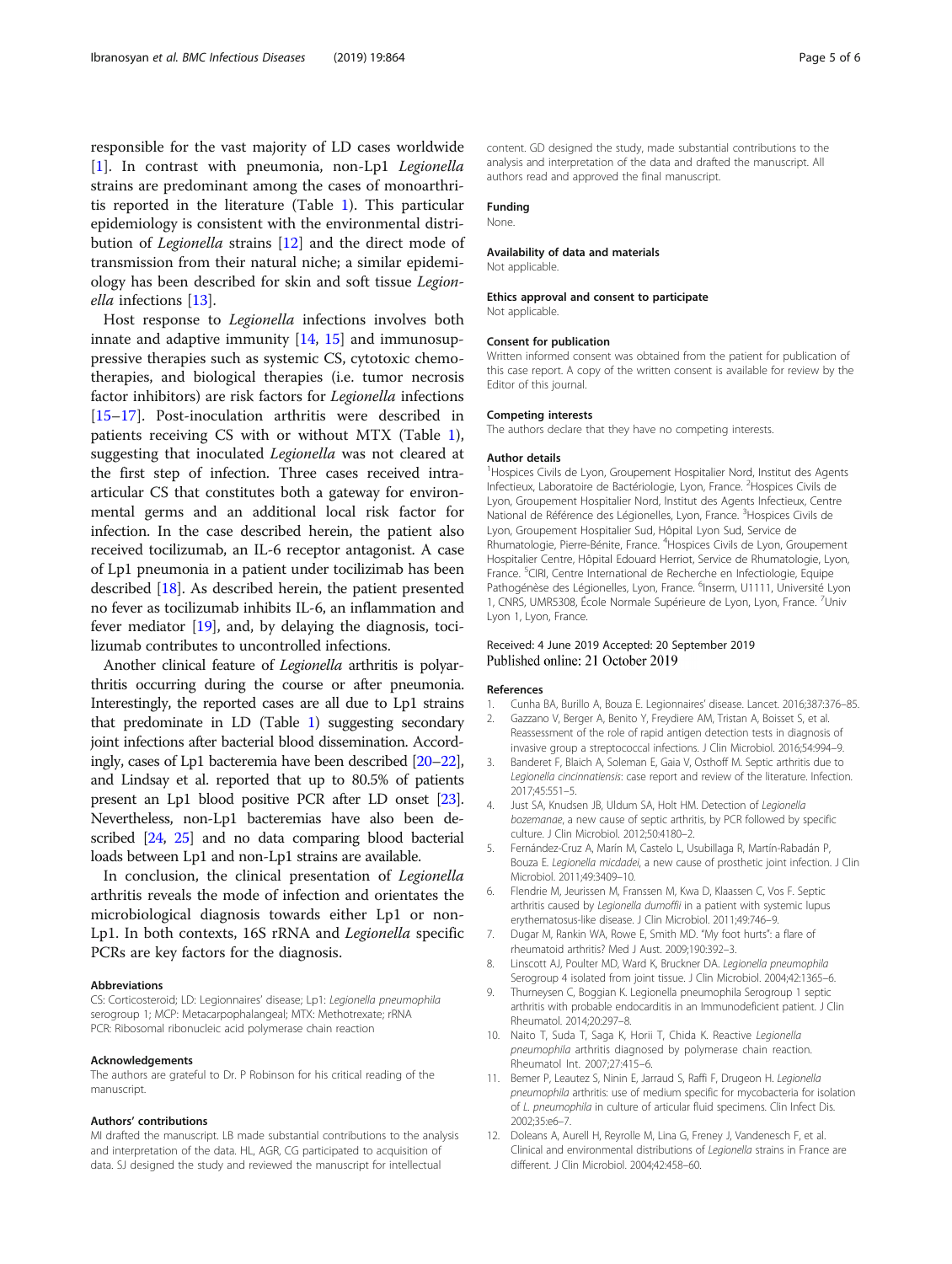responsible for the vast majority of LD cases worldwide [1]. In contrast with pneumonia, non-Lp1 *Legionella* strains are predominant among the cases of monoarthritis reported in the literature (Table 1). This particular epidemiology is consistent with the environmental distribution of *Legionella* strains [12] and the direct mode of transmission from their natural niche; a similar epidemiology has been described for skin and soft tissue *Legionella* infections [13].

Host response to *Legionella* infections involves both innate and adaptive immunity [14, 15] and immunosuppressive therapies such as systemic CS, cytotoxic chemotherapies, and biological therapies (i.e. tumor necrosis factor inhibitors) are risk factors for *Legionella* infections [15–17]. Post-inoculation arthritis were described in patients receiving CS with or without MTX (Table 1), suggesting that inoculated *Legionella* was not cleared at the first step of infection. Three cases received intra-articular CS that constitutes both a gateway for environmental germs and an additional local risk factor for infection. In the case described herein, the patient also received tocilizumab, an IL-6 receptor antagonist. A case of Lp1 pneumonia in a patient under tocilizimab has been described [18]. As described herein, the patient presented no fever as tocilizumab inhibits IL-6, an inflammation and fever mediator [19], and, by delaying the diagnosis, tocilizumab contributes to uncontrolled infections.

Another clinical feature of *Legionella* arthritis is polyarthritis occurring during the course or after pneumonia. Interestingly, the reported cases are all due to Lp1 strains that predominate in LD (Table 1) suggesting secondary joint infections after bacterial blood dissemination. Accordingly, cases of Lp1 bacteremia have been described [20–22], and Lindsay et al. reported that up to 80.5% of patients present an Lp1 blood positive PCR after LD onset [23]. Nevertheless, non-Lp1 bacteremias have also been described [24, 25] and no data comparing blood bacterial loads between Lp1 and non-Lp1 strains are available.

In conclusion, the clinical presentation of *Legionella* arthritis reveals the mode of infection and orientates the microbiological diagnosis towards either Lp1 or non-Lp1. In both contexts, 16S rRNA and *Legionella* specific PCRs are key factors for the diagnosis.

### Abbreviations

CS: Corticosteroid; LD: Legionnaires' disease; Lp1: *Legionella pneumophila* serogroup 1; MCP: Metacarpophalangeal; MTX: Methotrexate; rRNA PCR: Ribosomal ribonucleic acid polymerase chain reaction

### Acknowledgements

The authors are grateful to Dr. P Robinson for his critical reading of the manuscript.

### Authors' contributions

MI drafted the manuscript. LB made substantial contributions to the analysis and interpretation of the data. HL, AGR, CG participated to acquisition of data. SJ designed the study and reviewed the manuscript for intellectual content. GD designed the study, made substantial contributions to the analysis and interpretation of the data and drafted the manuscript. All authors read and approved the final manuscript.

### Funding

None.

### Availability of data and materials

Not applicable.

### Ethics approval and consent to participate

Not applicable.

### Consent for publication

Written informed consent was obtained from the patient for publication of this case report. A copy of the written consent is available for review by the Editor of this journal.

### Competing interests

The authors declare that they have no competing interests.

### Author details

[1]Hospices Civils de Lyon, Groupement Hospitalier Nord, Institut des Agents Infectieux, Laboratoire de Bactériologie, Lyon, France. [2]Hospices Civils de Lyon, Groupement Hospitalier Nord, Institut des Agents Infectieux, Centre National de Référence des Légionelles, Lyon, France. [3]Hospices Civils de Lyon, Groupement Hospitalier Sud, Hôpital Lyon Sud, Service de Rhumatologie, Pierre-Bénite, France. [4]Hospices Civils de Lyon, Groupement Hospitalier Centre, Hôpital Edouard Herriot, Service de Rhumatologie, Lyon, France. [5]CIRI, Centre International de Recherche en Infectiologie, Equipe Pathogénèse des Légionelles, Lyon, France. [6]Inserm, U1111, Université Lyon 1, CNRS, UMR5308, École Normale Supérieure de Lyon, Lyon, France. [7]Univ Lyon 1, Lyon, France.

Received: 4 June 2019 Accepted: 20 September 2019
Published online: 21 October 2019

### References

1. Cunha BA, Burillo A, Bouza E. Legionnaires' disease. Lancet. 2016;387:376–85.
2. Gazzano V, Berger A, Benito Y, Freydiere AM, Tristan A, Boisset S, et al. Reassessment of the role of rapid antigen detection tests in diagnosis of invasive group a streptococcal infections. J Clin Microbiol. 2016;54:994–9.
3. Banderet F, Blaich A, Soleman E, Gaia V, Osthoff M. Septic arthritis due to *Legionella cincinnatiensis*: case report and review of the literature. Infection. 2017;45:551–5.
4. Just SA, Knudsen JB, Uldum SA, Holt HM. Detection of *Legionella bozemanae*, a new cause of septic arthritis, by PCR followed by specific culture. J Clin Microbiol. 2012;50:4180–2.
5. Fernández-Cruz A, Marín M, Castelo L, Usubillaga R, Martín-Rabadán P, Bouza E. *Legionella micdadei*, a new cause of prosthetic joint infection. J Clin Microbiol. 2011;49:3409–10.
6. Flendrie M, Jeurissen M, Franssen M, Kwa D, Klaassen C, Vos F. Septic arthritis caused by *Legionella dumoffii* in a patient with systemic lupus erythematosus-like disease. J Clin Microbiol. 2011;49:746–9.
7. Dugar M, Rankin WA, Rowe E, Smith MD. "My foot hurts": a flare of rheumatoid arthritis? Med J Aust. 2009;190:392–3.
8. Linscott AJ, Poulter MD, Ward K, Bruckner DA. *Legionella pneumophila* Serogroup 4 isolated from joint tissue. J Clin Microbiol. 2004;42:1365–6.
9. Thurneysen C, Boggian K. Legionella pneumophila Serogroup 1 septic arthritis with probable endocarditis in an Immunodeficient patient. J Clin Rheumatol. 2014;20:297–8.
10. Naito T, Suda T, Saga K, Horii T, Chida K. Reactive *Legionella pneumophila* arthritis diagnosed by polymerase chain reaction. Rheumatol Int. 2007;27:415–6.
11. Bemer P, Leautez S, Ninin E, Jarraud S, Raffi F, Drugeon H. *Legionella pneumophila* arthritis: use of medium specific for mycobacteria for isolation of *L. pneumophila* in culture of articular fluid specimens. Clin Infect Dis. 2002;35:e6–7.
12. Doleans A, Aurell H, Reyrolle M, Lina G, Freney J, Vandenesch F, et al. Clinical and environmental distributions of *Legionella* strains in France are different. J Clin Microbiol. 2004;42:458–60.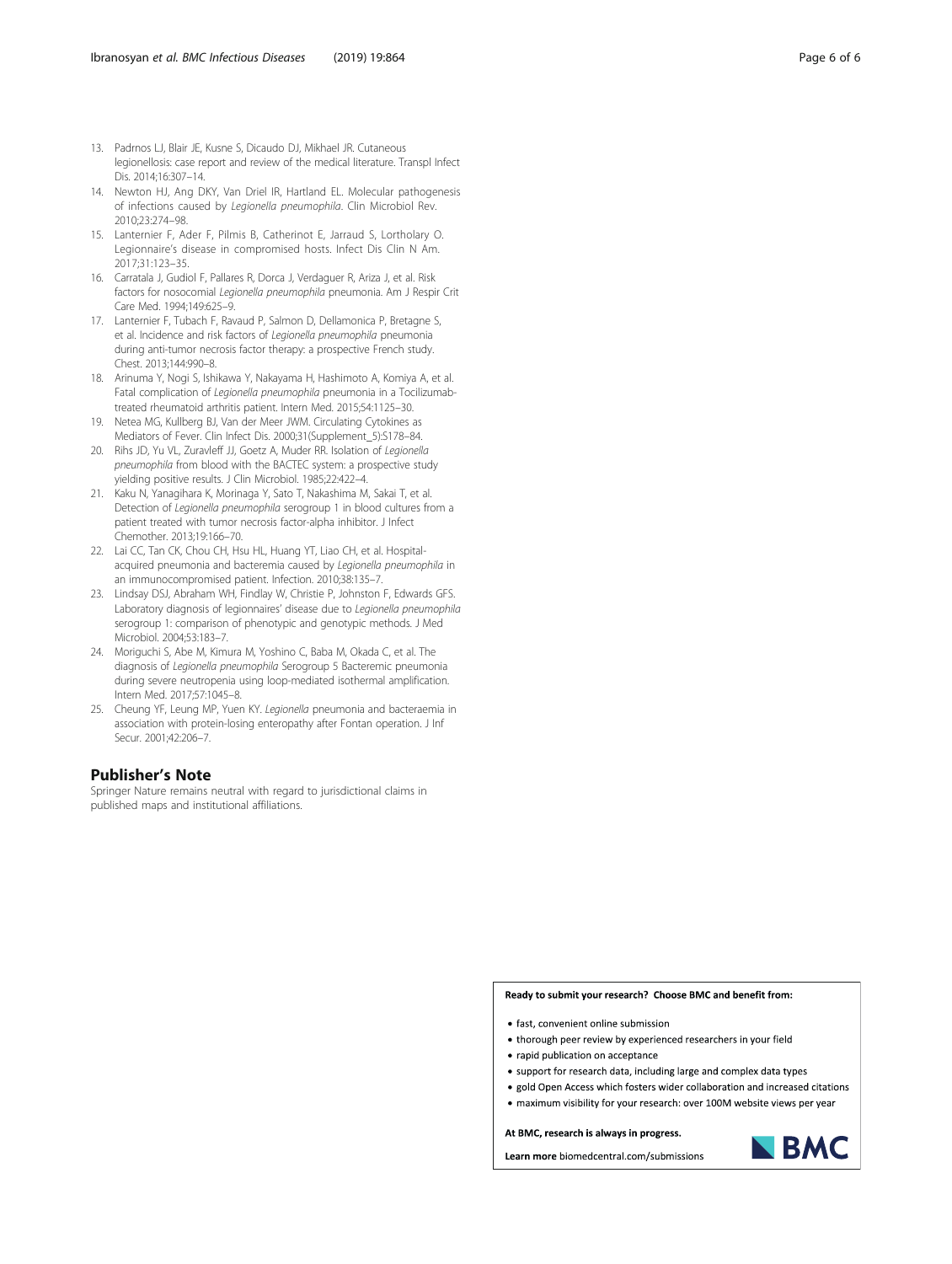13. Padrnos LJ, Blair JE, Kusne S, Dicaudo DJ, Mikhael JR. Cutaneous legionellosis: case report and review of the medical literature. Transpl Infect Dis. 2014;16:307–14.
14. Newton HJ, Ang DKY, Van Driel IR, Hartland EL. Molecular pathogenesis of infections caused by *Legionella pneumophila*. Clin Microbiol Rev. 2010;23:274–98.
15. Lanternier F, Ader F, Pilmis B, Catherinot E, Jarraud S, Lortholary O. Legionnaire's disease in compromised hosts. Infect Dis Clin N Am. 2017;31:123–35.
16. Carratala J, Gudiol F, Pallares R, Dorca J, Verdaguer R, Ariza J, et al. Risk factors for nosocomial *Legionella pneumophila* pneumonia. Am J Respir Crit Care Med. 1994;149:625–9.
17. Lanternier F, Tubach F, Ravaud P, Salmon D, Dellamonica P, Bretagne S, et al. Incidence and risk factors of *Legionella pneumophila* pneumonia during anti-tumor necrosis factor therapy: a prospective French study. Chest. 2013;144:990–8.
18. Arinuma Y, Nogi S, Ishikawa Y, Nakayama H, Hashimoto A, Komiya A, et al. Fatal complication of *Legionella pneumophila* pneumonia in a Tocilizumab-treated rheumatoid arthritis patient. Intern Med. 2015;54:1125–30.
19. Netea MG, Kullberg BJ, Van der Meer JWM. Circulating Cytokines as Mediators of Fever. Clin Infect Dis. 2000;31(Supplement_5):S178–84.
20. Rihs JD, Yu VL, Zuravleff JJ, Goetz A, Muder RR. Isolation of *Legionella pneumophila* from blood with the BACTEC system: a prospective study yielding positive results. J Clin Microbiol. 1985;22:422–4.
21. Kaku N, Yanagihara K, Morinaga Y, Sato T, Nakashima M, Sakai T, et al. Detection of *Legionella pneumophila* serogroup 1 in blood cultures from a patient treated with tumor necrosis factor-alpha inhibitor. J Infect Chemother. 2013;19:166–70.
22. Lai CC, Tan CK, Chou CH, Hsu HL, Huang YT, Liao CH, et al. Hospital-acquired pneumonia and bacteremia caused by *Legionella pneumophila* in an immunocompromised patient. Infection. 2010;38:135–7.
23. Lindsay DSJ, Abraham WH, Findlay W, Christie P, Johnston F, Edwards GFS. Laboratory diagnosis of legionnaires' disease due to *Legionella pneumophila* serogroup 1: comparison of phenotypic and genotypic methods. J Med Microbiol. 2004;53:183–7.
24. Moriguchi S, Abe M, Kimura M, Yoshino C, Baba M, Okada C, et al. The diagnosis of *Legionella pneumophila* Serogroup 5 Bacteremic pneumonia during severe neutropenia using loop-mediated isothermal amplification. Intern Med. 2017;57:1045–8.
25. Cheung YF, Leung MP, Yuen KY. *Legionella* pneumonia and bacteraemia in association with protein-losing enteropathy after Fontan operation. J Inf Secur. 2001;42:206–7.

## Publisher's Note

Springer Nature remains neutral with regard to jurisdictional claims in published maps and institutional affiliations.

**Ready to submit your research? Choose BMC and benefit from:**

- fast, convenient online submission
- thorough peer review by experienced researchers in your field
- rapid publication on acceptance
- support for research data, including large and complex data types
- gold Open Access which fosters wider collaboration and increased citations
- maximum visibility for your research: over 100M website views per year

**At BMC, research is always in progress.**

**Learn more** biomedcentral.com/submissions

BMC